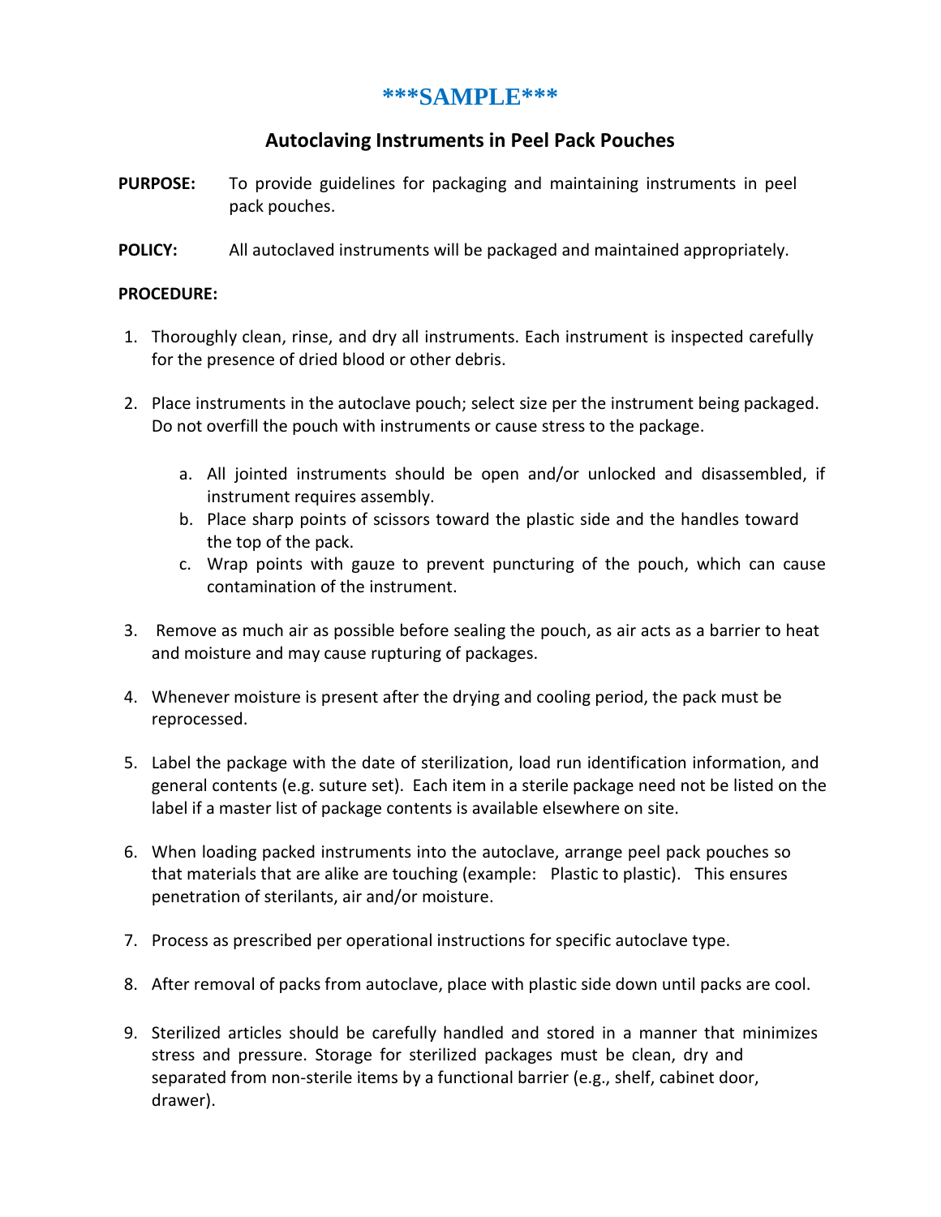# ***SAMPLE***

## Autoclaving Instruments in Peel Pack Pouches

**PURPOSE:** To provide guidelines for packaging and maintaining instruments in peel pack pouches.

**POLICY:** All autoclaved instruments will be packaged and maintained appropriately.

**PROCEDURE:**

1. Thoroughly clean, rinse, and dry all instruments. Each instrument is inspected carefully for the presence of dried blood or other debris.

2. Place instruments in the autoclave pouch; select size per the instrument being packaged. Do not overfill the pouch with instruments or cause stress to the package.

   a. All jointed instruments should be open and/or unlocked and disassembled, if instrument requires assembly.
   b. Place sharp points of scissors toward the plastic side and the handles toward the top of the pack.
   c. Wrap points with gauze to prevent puncturing of the pouch, which can cause contamination of the instrument.

3. Remove as much air as possible before sealing the pouch, as air acts as a barrier to heat and moisture and may cause rupturing of packages.

4. Whenever moisture is present after the drying and cooling period, the pack must be reprocessed.

5. Label the package with the date of sterilization, load run identification information, and general contents (e.g. suture set). Each item in a sterile package need not be listed on the label if a master list of package contents is available elsewhere on site.

6. When loading packed instruments into the autoclave, arrange peel pack pouches so that materials that are alike are touching (example: Plastic to plastic). This ensures penetration of sterilants, air and/or moisture.

7. Process as prescribed per operational instructions for specific autoclave type.

8. After removal of packs from autoclave, place with plastic side down until packs are cool.

9. Sterilized articles should be carefully handled and stored in a manner that minimizes stress and pressure. Storage for sterilized packages must be clean, dry and separated from non-sterile items by a functional barrier (e.g., shelf, cabinet door, drawer).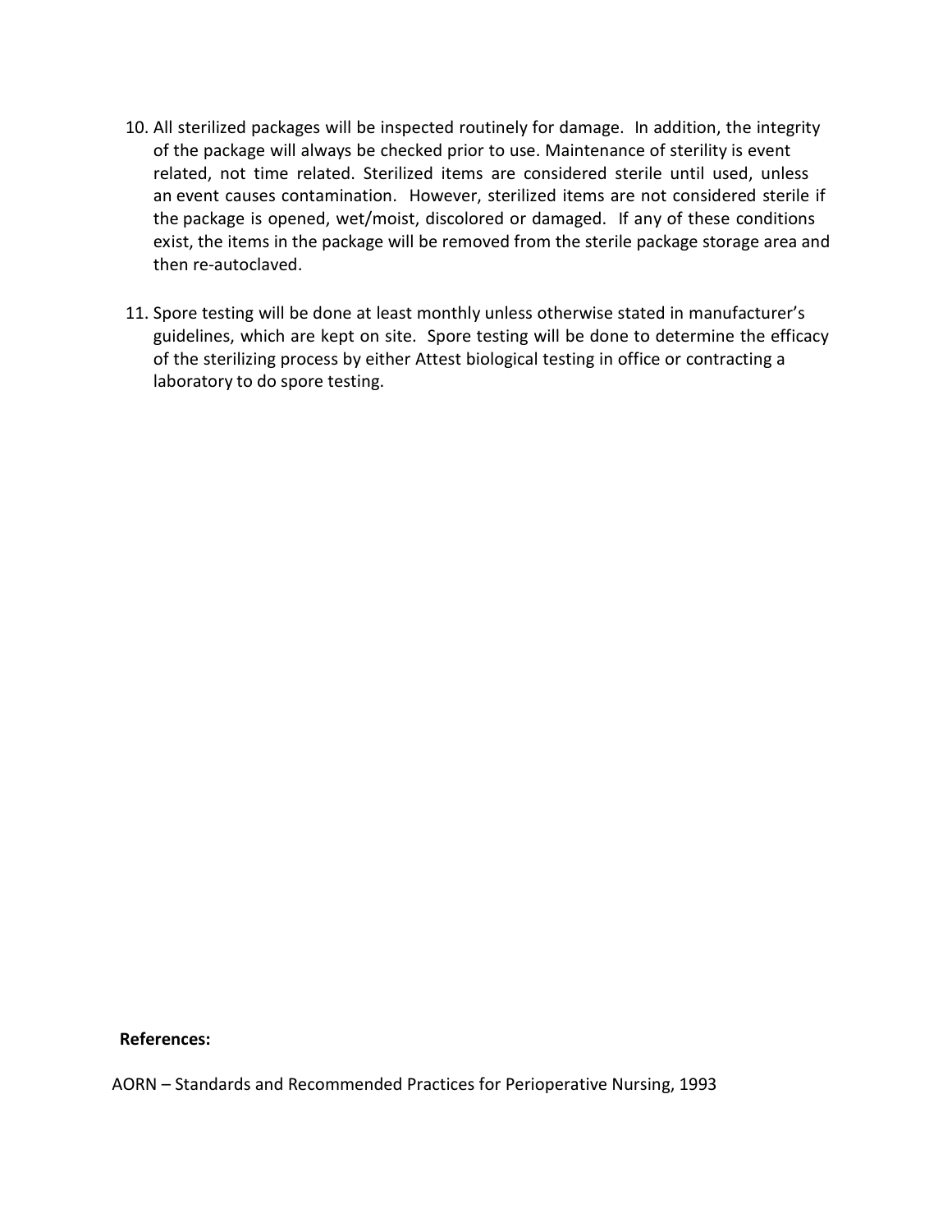10. All sterilized packages will be inspected routinely for damage. In addition, the integrity of the package will always be checked prior to use. Maintenance of sterility is event related, not time related. Sterilized items are considered sterile until used, unless an event causes contamination. However, sterilized items are not considered sterile if the package is opened, wet/moist, discolored or damaged. If any of these conditions exist, the items in the package will be removed from the sterile package storage area and then re-autoclaved.

11. Spore testing will be done at least monthly unless otherwise stated in manufacturer's guidelines, which are kept on site. Spore testing will be done to determine the efficacy of the sterilizing process by either Attest biological testing in office or contracting a laboratory to do spore testing.

**References:**

AORN – Standards and Recommended Practices for Perioperative Nursing, 1993